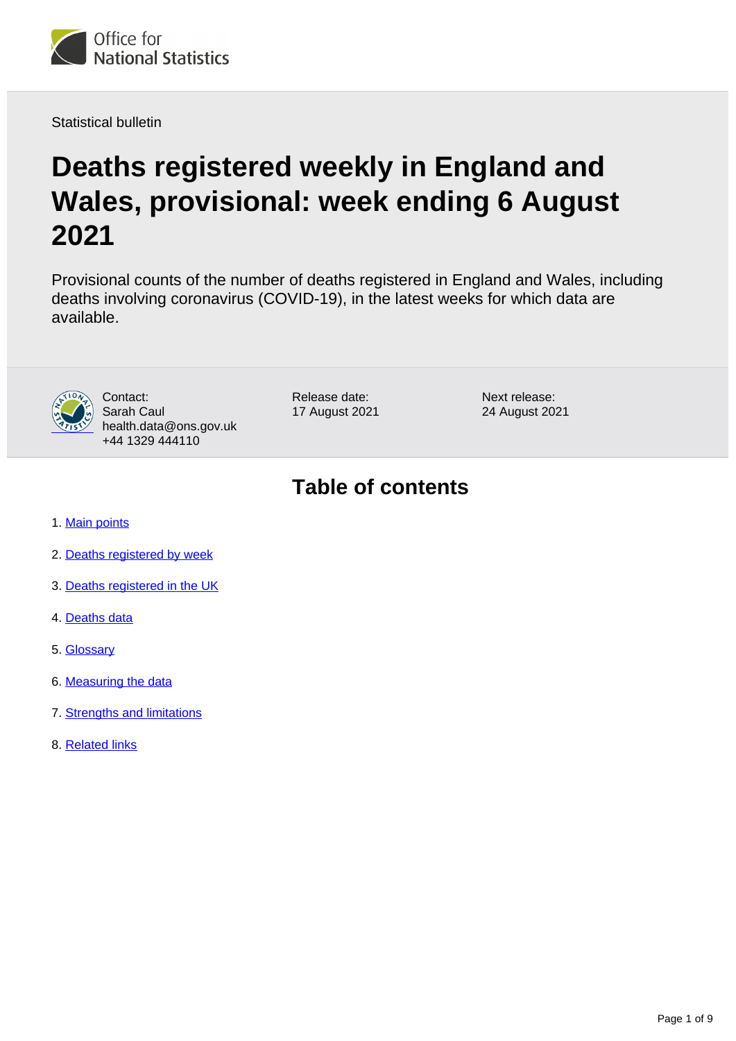Office for National Statistics

Statistical bulletin

# Deaths registered weekly in England and Wales, provisional: week ending 6 August 2021

Provisional counts of the number of deaths registered in England and Wales, including deaths involving coronavirus (COVID-19), in the latest weeks for which data are available.

Contact:
Sarah Caul
health.data@ons.gov.uk
+44 1329 444110

Release date:
17 August 2021

Next release:
24 August 2021

## Table of contents

1. Main points
2. Deaths registered by week
3. Deaths registered in the UK
4. Deaths data
5. Glossary
6. Measuring the data
7. Strengths and limitations
8. Related links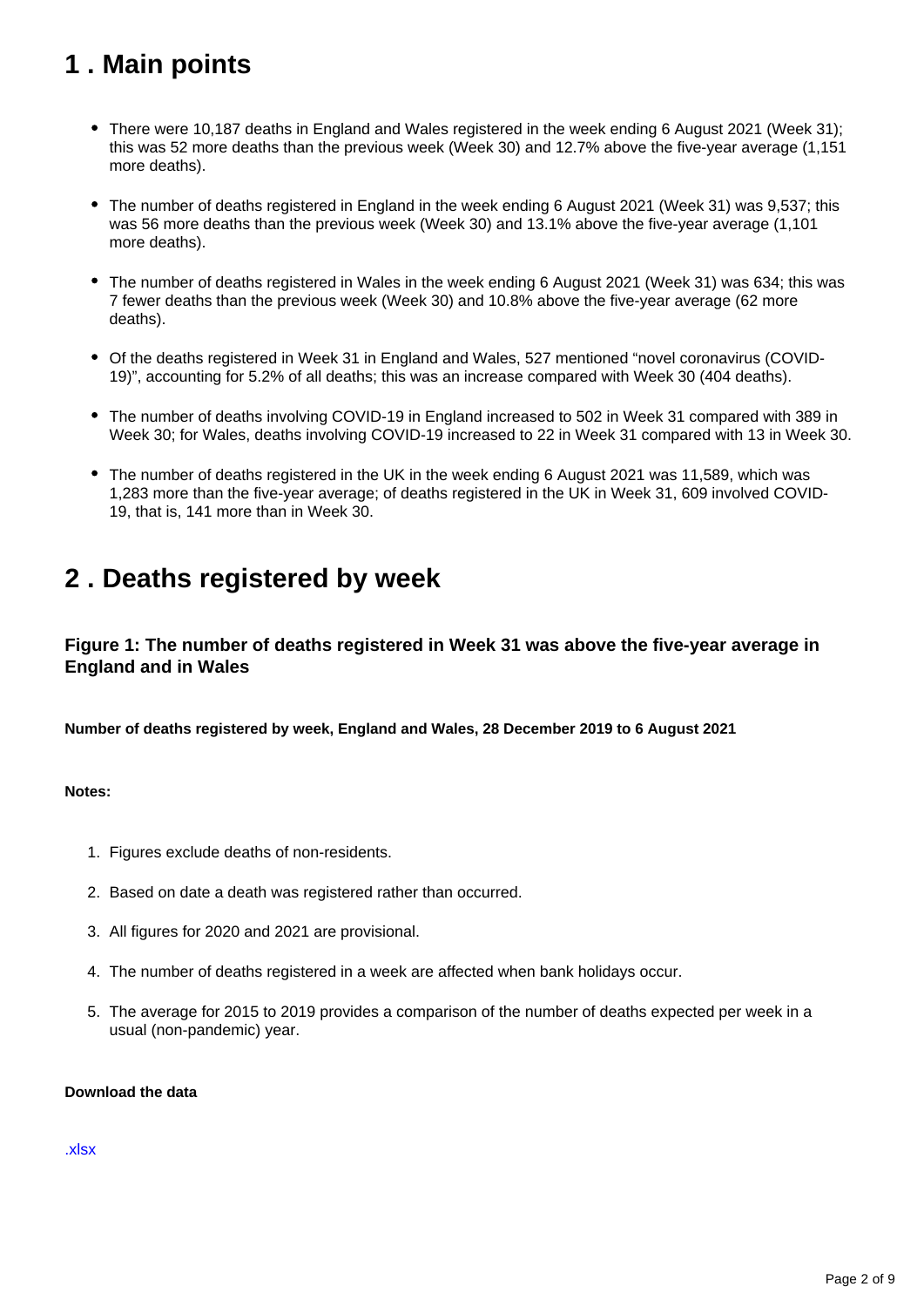## 1 . Main points

- There were 10,187 deaths in England and Wales registered in the week ending 6 August 2021 (Week 31); this was 52 more deaths than the previous week (Week 30) and 12.7% above the five-year average (1,151 more deaths).
- The number of deaths registered in England in the week ending 6 August 2021 (Week 31) was 9,537; this was 56 more deaths than the previous week (Week 30) and 13.1% above the five-year average (1,101 more deaths).
- The number of deaths registered in Wales in the week ending 6 August 2021 (Week 31) was 634; this was 7 fewer deaths than the previous week (Week 30) and 10.8% above the five-year average (62 more deaths).
- Of the deaths registered in Week 31 in England and Wales, 527 mentioned "novel coronavirus (COVID-19)", accounting for 5.2% of all deaths; this was an increase compared with Week 30 (404 deaths).
- The number of deaths involving COVID-19 in England increased to 502 in Week 31 compared with 389 in Week 30; for Wales, deaths involving COVID-19 increased to 22 in Week 31 compared with 13 in Week 30.
- The number of deaths registered in the UK in the week ending 6 August 2021 was 11,589, which was 1,283 more than the five-year average; of deaths registered in the UK in Week 31, 609 involved COVID-19, that is, 141 more than in Week 30.

## 2 . Deaths registered by week

### Figure 1: The number of deaths registered in Week 31 was above the five-year average in England and in Wales

**Number of deaths registered by week, England and Wales, 28 December 2019 to 6 August 2021**

**Notes:**

1. Figures exclude deaths of non-residents.
2. Based on date a death was registered rather than occurred.
3. All figures for 2020 and 2021 are provisional.
4. The number of deaths registered in a week are affected when bank holidays occur.
5. The average for 2015 to 2019 provides a comparison of the number of deaths expected per week in a usual (non-pandemic) year.

**Download the data**

.xlsx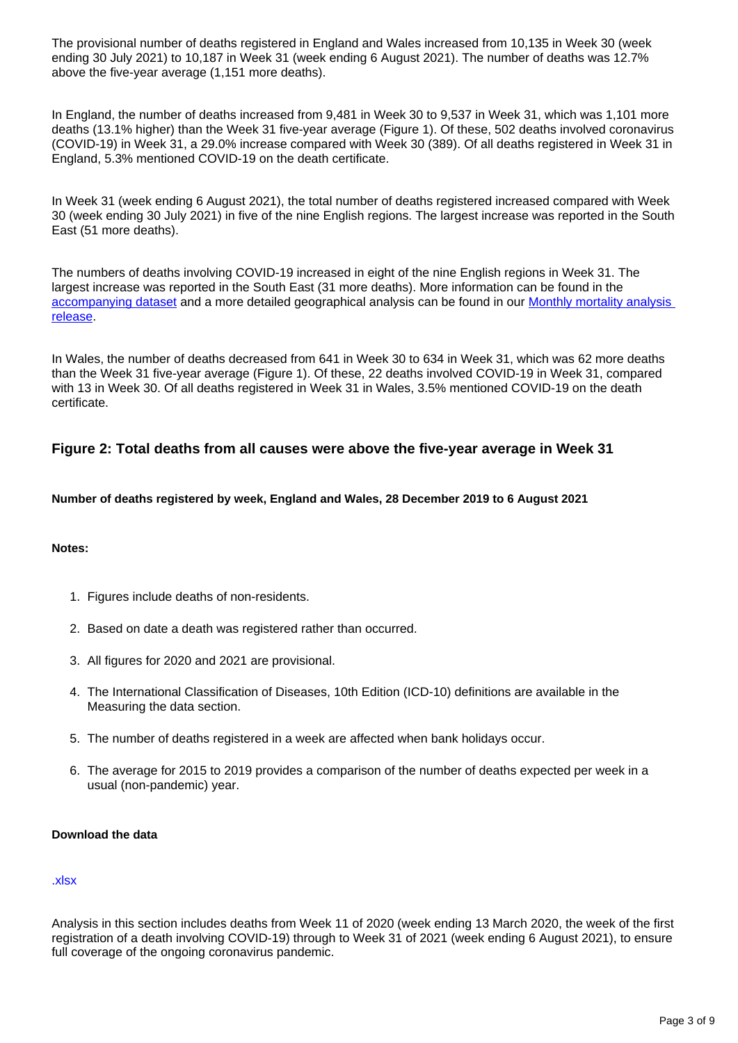The provisional number of deaths registered in England and Wales increased from 10,135 in Week 30 (week ending 30 July 2021) to 10,187 in Week 31 (week ending 6 August 2021). The number of deaths was 12.7% above the five-year average (1,151 more deaths).

In England, the number of deaths increased from 9,481 in Week 30 to 9,537 in Week 31, which was 1,101 more deaths (13.1% higher) than the Week 31 five-year average (Figure 1). Of these, 502 deaths involved coronavirus (COVID-19) in Week 31, a 29.0% increase compared with Week 30 (389). Of all deaths registered in Week 31 in England, 5.3% mentioned COVID-19 on the death certificate.

In Week 31 (week ending 6 August 2021), the total number of deaths registered increased compared with Week 30 (week ending 30 July 2021) in five of the nine English regions. The largest increase was reported in the South East (51 more deaths).

The numbers of deaths involving COVID-19 increased in eight of the nine English regions in Week 31. The largest increase was reported in the South East (31 more deaths). More information can be found in the [accompanying dataset] and a more detailed geographical analysis can be found in our [Monthly mortality analysis release].

In Wales, the number of deaths decreased from 641 in Week 30 to 634 in Week 31, which was 62 more deaths than the Week 31 five-year average (Figure 1). Of these, 22 deaths involved COVID-19 in Week 31, compared with 13 in Week 30. Of all deaths registered in Week 31 in Wales, 3.5% mentioned COVID-19 on the death certificate.

### Figure 2: Total deaths from all causes were above the five-year average in Week 31

**Number of deaths registered by week, England and Wales, 28 December 2019 to 6 August 2021**

**Notes:**

1. Figures include deaths of non-residents.
2. Based on date a death was registered rather than occurred.
3. All figures for 2020 and 2021 are provisional.
4. The International Classification of Diseases, 10th Edition (ICD-10) definitions are available in the Measuring the data section.
5. The number of deaths registered in a week are affected when bank holidays occur.
6. The average for 2015 to 2019 provides a comparison of the number of deaths expected per week in a usual (non-pandemic) year.

**Download the data**

.xlsx

Analysis in this section includes deaths from Week 11 of 2020 (week ending 13 March 2020, the week of the first registration of a death involving COVID-19) through to Week 31 of 2021 (week ending 6 August 2021), to ensure full coverage of the ongoing coronavirus pandemic.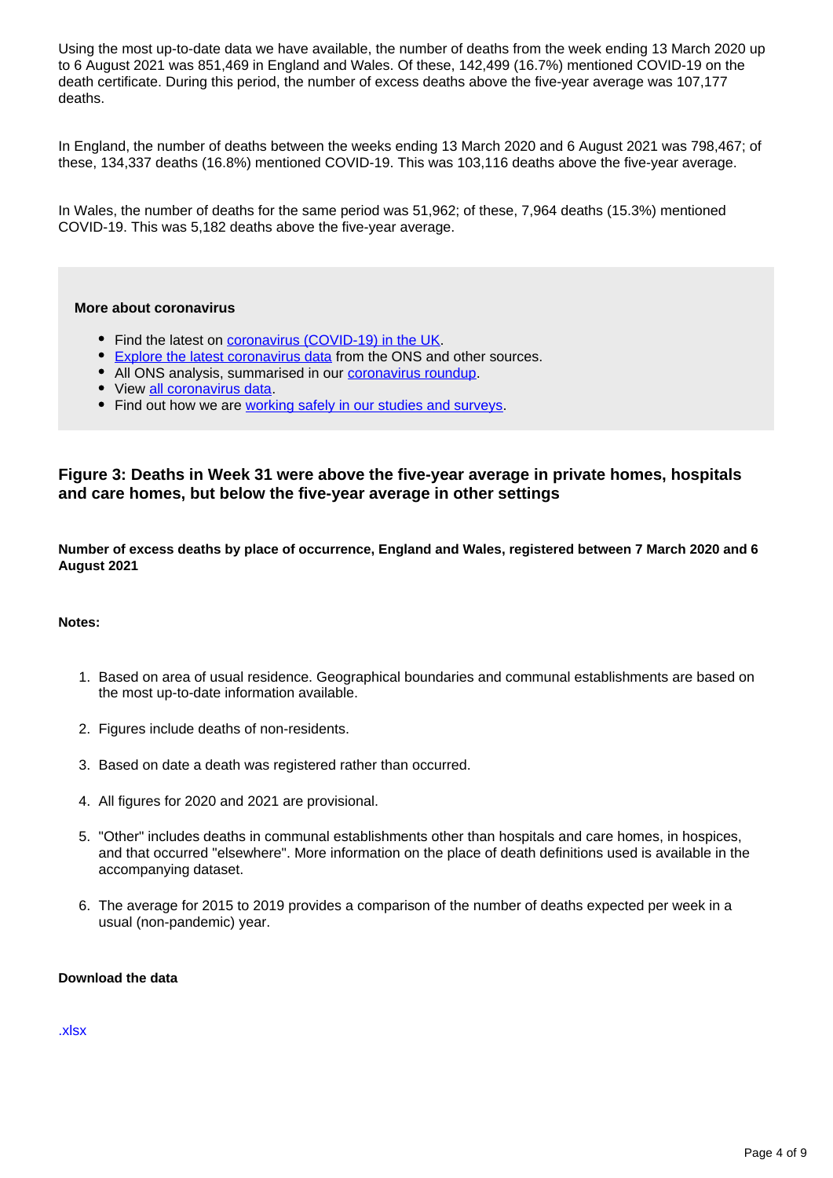Using the most up-to-date data we have available, the number of deaths from the week ending 13 March 2020 up to 6 August 2021 was 851,469 in England and Wales. Of these, 142,499 (16.7%) mentioned COVID-19 on the death certificate. During this period, the number of excess deaths above the five-year average was 107,177 deaths.

In England, the number of deaths between the weeks ending 13 March 2020 and 6 August 2021 was 798,467; of these, 134,337 deaths (16.8%) mentioned COVID-19. This was 103,116 deaths above the five-year average.

In Wales, the number of deaths for the same period was 51,962; of these, 7,964 deaths (15.3%) mentioned COVID-19. This was 5,182 deaths above the five-year average.

**More about coronavirus**

- Find the latest on coronavirus (COVID-19) in the UK.
- Explore the latest coronavirus data from the ONS and other sources.
- All ONS analysis, summarised in our coronavirus roundup.
- View all coronavirus data.
- Find out how we are working safely in our studies and surveys.

### Figure 3: Deaths in Week 31 were above the five-year average in private homes, hospitals and care homes, but below the five-year average in other settings

**Number of excess deaths by place of occurrence, England and Wales, registered between 7 March 2020 and 6 August 2021**

**Notes:**

1. Based on area of usual residence. Geographical boundaries and communal establishments are based on the most up-to-date information available.
2. Figures include deaths of non-residents.
3. Based on date a death was registered rather than occurred.
4. All figures for 2020 and 2021 are provisional.
5. "Other" includes deaths in communal establishments other than hospitals and care homes, in hospices, and that occurred "elsewhere". More information on the place of death definitions used is available in the accompanying dataset.
6. The average for 2015 to 2019 provides a comparison of the number of deaths expected per week in a usual (non-pandemic) year.

**Download the data**

.xlsx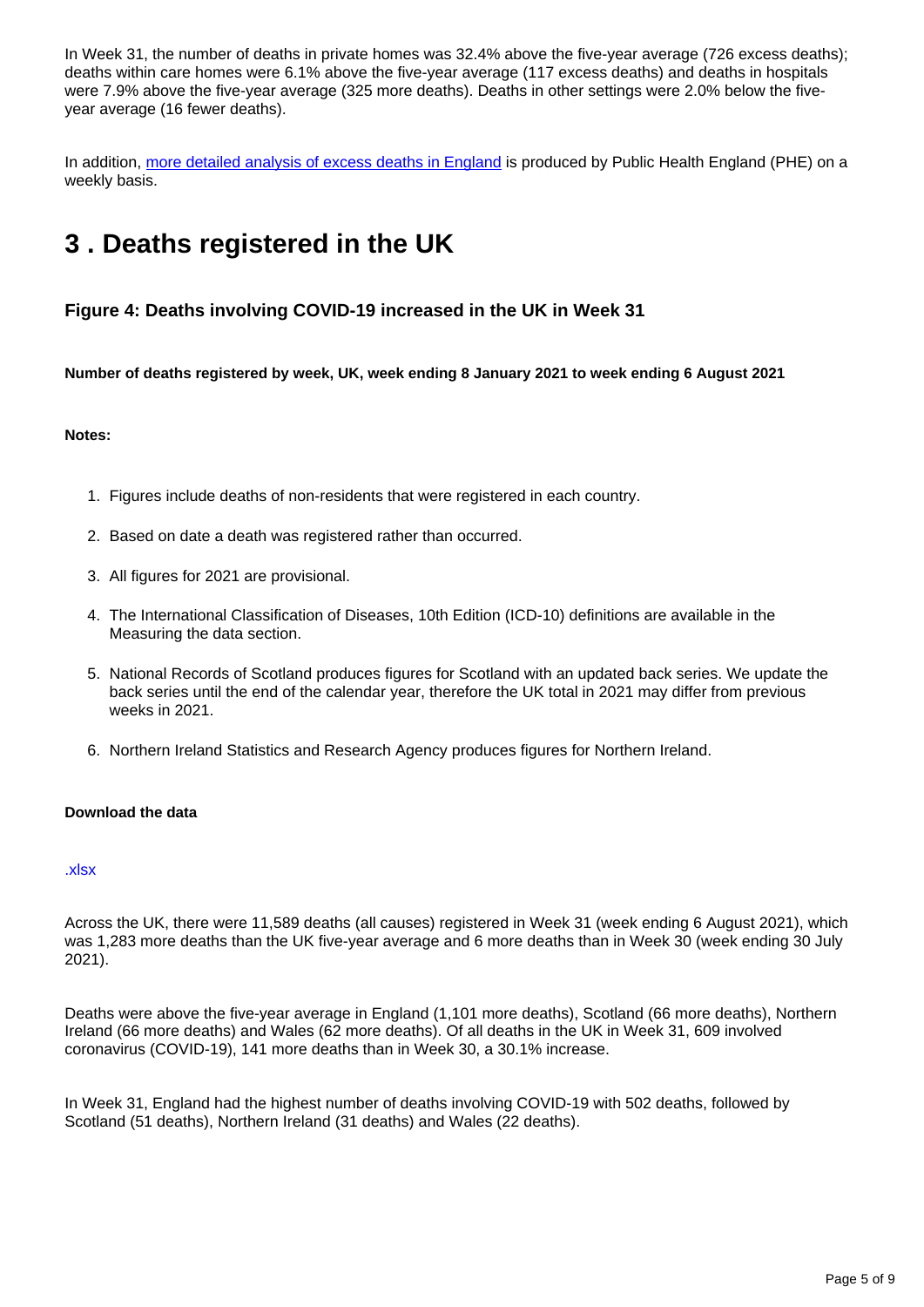In Week 31, the number of deaths in private homes was 32.4% above the five-year average (726 excess deaths); deaths within care homes were 6.1% above the five-year average (117 excess deaths) and deaths in hospitals were 7.9% above the five-year average (325 more deaths). Deaths in other settings were 2.0% below the five-year average (16 fewer deaths).

In addition, [more detailed analysis of excess deaths in England]() is produced by Public Health England (PHE) on a weekly basis.

## 3 . Deaths registered in the UK

### Figure 4: Deaths involving COVID-19 increased in the UK in Week 31

**Number of deaths registered by week, UK, week ending 8 January 2021 to week ending 6 August 2021**

**Notes:**

1. Figures include deaths of non-residents that were registered in each country.
2. Based on date a death was registered rather than occurred.
3. All figures for 2021 are provisional.
4. The International Classification of Diseases, 10th Edition (ICD-10) definitions are available in the Measuring the data section.
5. National Records of Scotland produces figures for Scotland with an updated back series. We update the back series until the end of the calendar year, therefore the UK total in 2021 may differ from previous weeks in 2021.
6. Northern Ireland Statistics and Research Agency produces figures for Northern Ireland.

**Download the data**

.xlsx

Across the UK, there were 11,589 deaths (all causes) registered in Week 31 (week ending 6 August 2021), which was 1,283 more deaths than the UK five-year average and 6 more deaths than in Week 30 (week ending 30 July 2021).

Deaths were above the five-year average in England (1,101 more deaths), Scotland (66 more deaths), Northern Ireland (66 more deaths) and Wales (62 more deaths). Of all deaths in the UK in Week 31, 609 involved coronavirus (COVID-19), 141 more deaths than in Week 30, a 30.1% increase.

In Week 31, England had the highest number of deaths involving COVID-19 with 502 deaths, followed by Scotland (51 deaths), Northern Ireland (31 deaths) and Wales (22 deaths).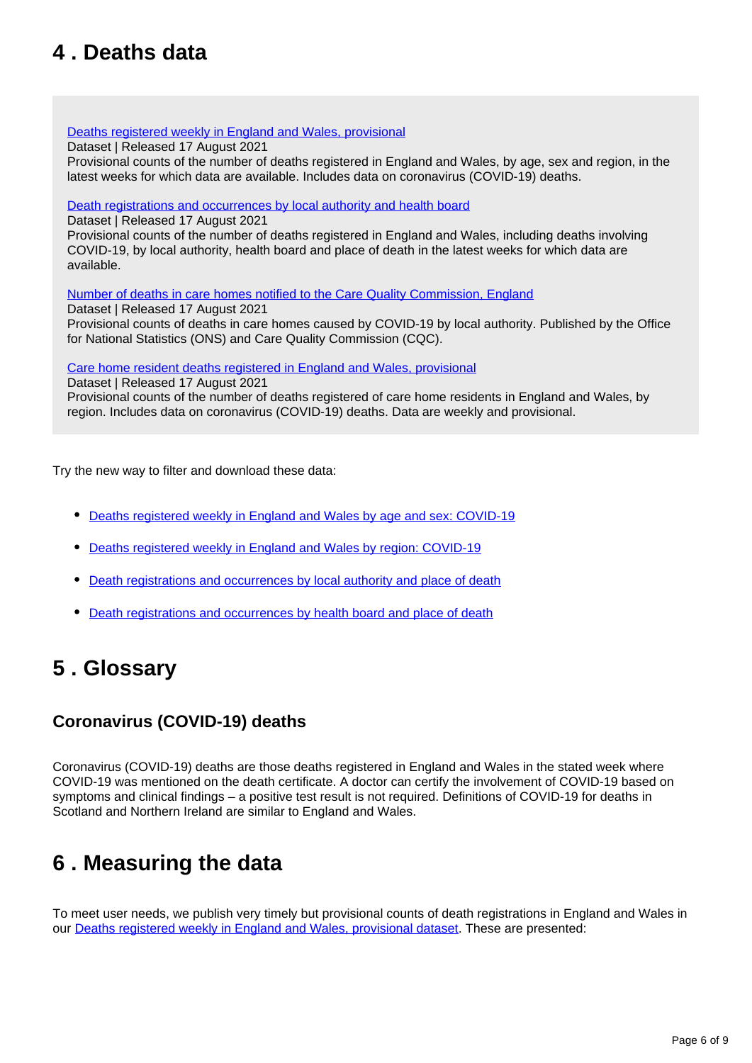## 4 . Deaths data

[Deaths registered weekly in England and Wales, provisional](#)
Dataset | Released 17 August 2021
Provisional counts of the number of deaths registered in England and Wales, by age, sex and region, in the latest weeks for which data are available. Includes data on coronavirus (COVID-19) deaths.

[Death registrations and occurrences by local authority and health board](#)
Dataset | Released 17 August 2021
Provisional counts of the number of deaths registered in England and Wales, including deaths involving COVID-19, by local authority, health board and place of death in the latest weeks for which data are available.

[Number of deaths in care homes notified to the Care Quality Commission, England](#)
Dataset | Released 17 August 2021
Provisional counts of deaths in care homes caused by COVID-19 by local authority. Published by the Office for National Statistics (ONS) and Care Quality Commission (CQC).

[Care home resident deaths registered in England and Wales, provisional](#)
Dataset | Released 17 August 2021
Provisional counts of the number of deaths registered of care home residents in England and Wales, by region. Includes data on coronavirus (COVID-19) deaths. Data are weekly and provisional.

Try the new way to filter and download these data:

- [Deaths registered weekly in England and Wales by age and sex: COVID-19](#)
- [Deaths registered weekly in England and Wales by region: COVID-19](#)
- [Death registrations and occurrences by local authority and place of death](#)
- [Death registrations and occurrences by health board and place of death](#)

## 5 . Glossary

### Coronavirus (COVID-19) deaths

Coronavirus (COVID-19) deaths are those deaths registered in England and Wales in the stated week where COVID-19 was mentioned on the death certificate. A doctor can certify the involvement of COVID-19 based on symptoms and clinical findings – a positive test result is not required. Definitions of COVID-19 for deaths in Scotland and Northern Ireland are similar to England and Wales.

## 6 . Measuring the data

To meet user needs, we publish very timely but provisional counts of death registrations in England and Wales in our [Deaths registered weekly in England and Wales, provisional dataset](#). These are presented: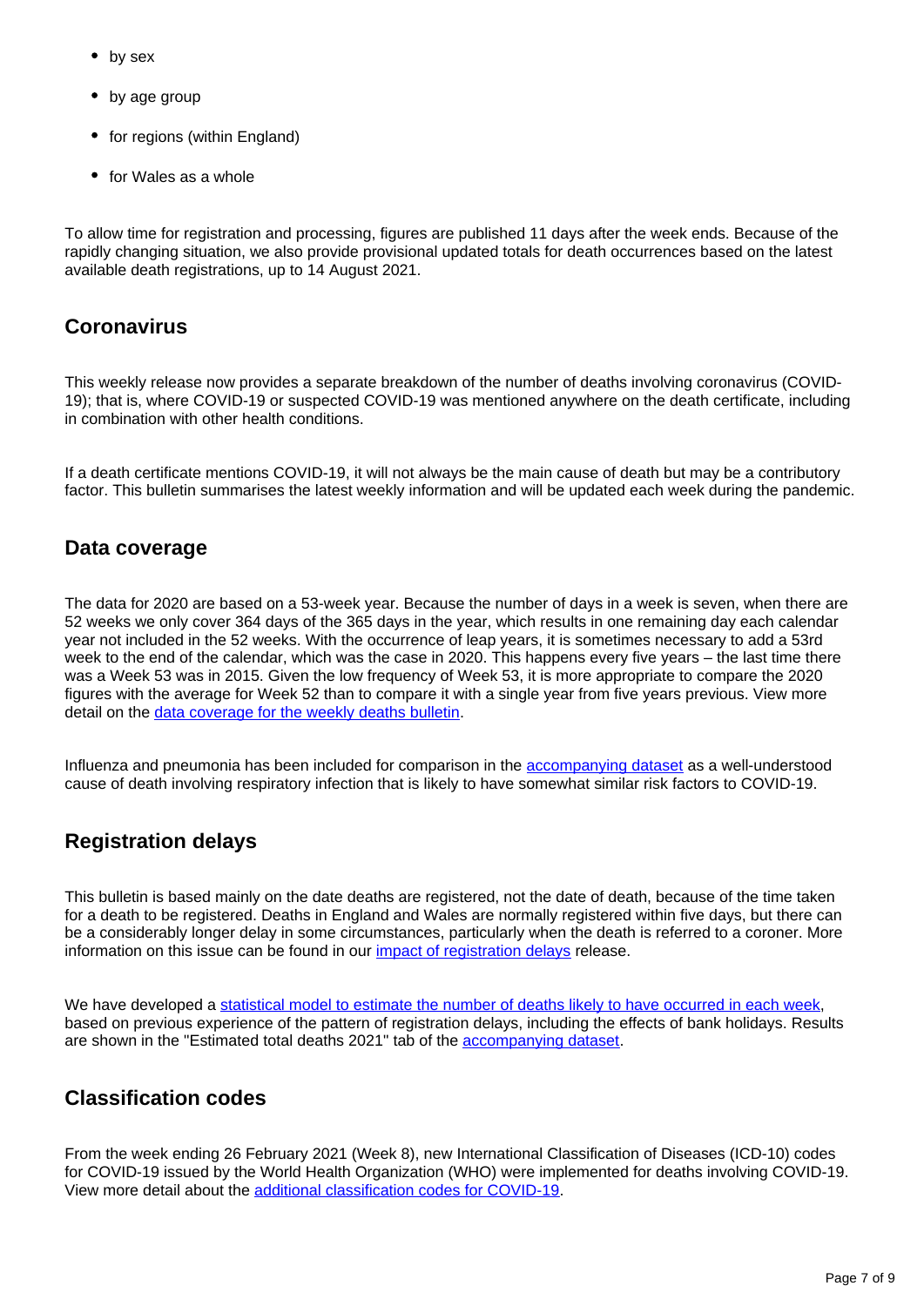- by sex
- by age group
- for regions (within England)
- for Wales as a whole

To allow time for registration and processing, figures are published 11 days after the week ends. Because of the rapidly changing situation, we also provide provisional updated totals for death occurrences based on the latest available death registrations, up to 14 August 2021.

## Coronavirus

This weekly release now provides a separate breakdown of the number of deaths involving coronavirus (COVID-19); that is, where COVID-19 or suspected COVID-19 was mentioned anywhere on the death certificate, including in combination with other health conditions.

If a death certificate mentions COVID-19, it will not always be the main cause of death but may be a contributory factor. This bulletin summarises the latest weekly information and will be updated each week during the pandemic.

## Data coverage

The data for 2020 are based on a 53-week year. Because the number of days in a week is seven, when there are 52 weeks we only cover 364 days of the 365 days in the year, which results in one remaining day each calendar year not included in the 52 weeks. With the occurrence of leap years, it is sometimes necessary to add a 53rd week to the end of the calendar, which was the case in 2020. This happens every five years – the last time there was a Week 53 was in 2015. Given the low frequency of Week 53, it is more appropriate to compare the 2020 figures with the average for Week 52 than to compare it with a single year from five years previous. View more detail on the [data coverage for the weekly deaths bulletin](#).

Influenza and pneumonia has been included for comparison in the [accompanying dataset](#) as a well-understood cause of death involving respiratory infection that is likely to have somewhat similar risk factors to COVID-19.

## Registration delays

This bulletin is based mainly on the date deaths are registered, not the date of death, because of the time taken for a death to be registered. Deaths in England and Wales are normally registered within five days, but there can be a considerably longer delay in some circumstances, particularly when the death is referred to a coroner. More information on this issue can be found in our [impact of registration delays](#) release.

We have developed a [statistical model to estimate the number of deaths likely to have occurred in each week](#), based on previous experience of the pattern of registration delays, including the effects of bank holidays. Results are shown in the "Estimated total deaths 2021" tab of the [accompanying dataset](#).

## Classification codes

From the week ending 26 February 2021 (Week 8), new International Classification of Diseases (ICD-10) codes for COVID-19 issued by the World Health Organization (WHO) were implemented for deaths involving COVID-19. View more detail about the [additional classification codes for COVID-19](#).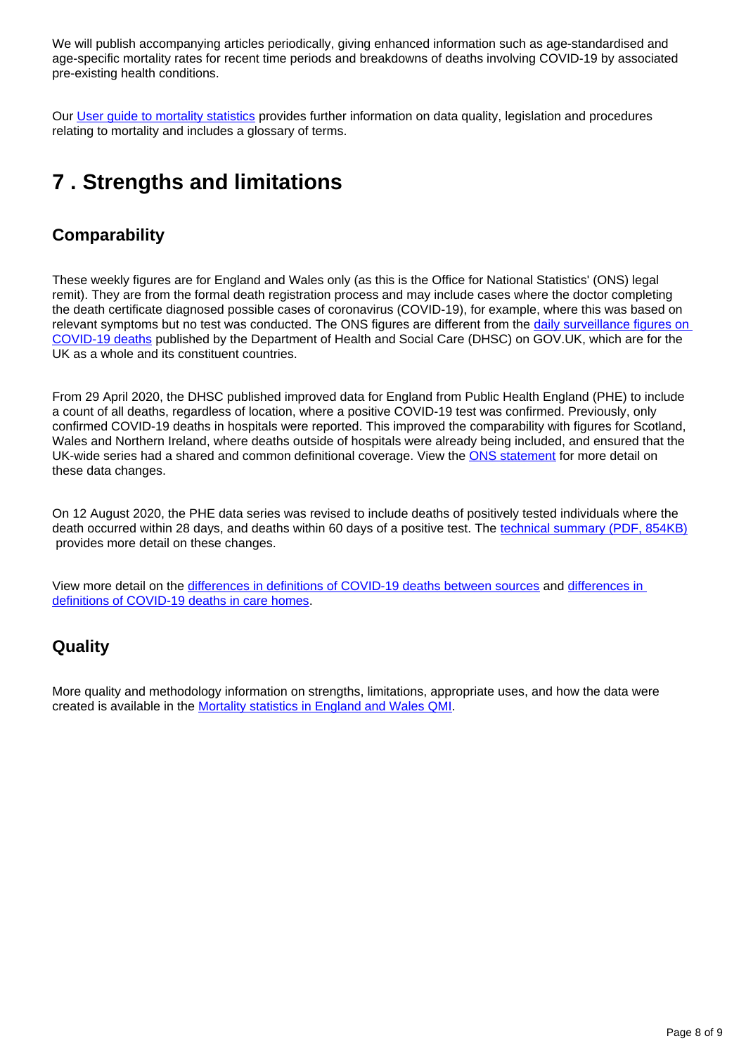We will publish accompanying articles periodically, giving enhanced information such as age-standardised and age-specific mortality rates for recent time periods and breakdowns of deaths involving COVID-19 by associated pre-existing health conditions.

Our User guide to mortality statistics provides further information on data quality, legislation and procedures relating to mortality and includes a glossary of terms.

## 7 . Strengths and limitations

### Comparability

These weekly figures are for England and Wales only (as this is the Office for National Statistics' (ONS) legal remit). They are from the formal death registration process and may include cases where the doctor completing the death certificate diagnosed possible cases of coronavirus (COVID-19), for example, where this was based on relevant symptoms but no test was conducted. The ONS figures are different from the daily surveillance figures on COVID-19 deaths published by the Department of Health and Social Care (DHSC) on GOV.UK, which are for the UK as a whole and its constituent countries.

From 29 April 2020, the DHSC published improved data for England from Public Health England (PHE) to include a count of all deaths, regardless of location, where a positive COVID-19 test was confirmed. Previously, only confirmed COVID-19 deaths in hospitals were reported. This improved the comparability with figures for Scotland, Wales and Northern Ireland, where deaths outside of hospitals were already being included, and ensured that the UK-wide series had a shared and common definitional coverage. View the ONS statement for more detail on these data changes.

On 12 August 2020, the PHE data series was revised to include deaths of positively tested individuals where the death occurred within 28 days, and deaths within 60 days of a positive test. The technical summary (PDF, 854KB) provides more detail on these changes.

View more detail on the differences in definitions of COVID-19 deaths between sources and differences in definitions of COVID-19 deaths in care homes.

### Quality

More quality and methodology information on strengths, limitations, appropriate uses, and how the data were created is available in the Mortality statistics in England and Wales QMI.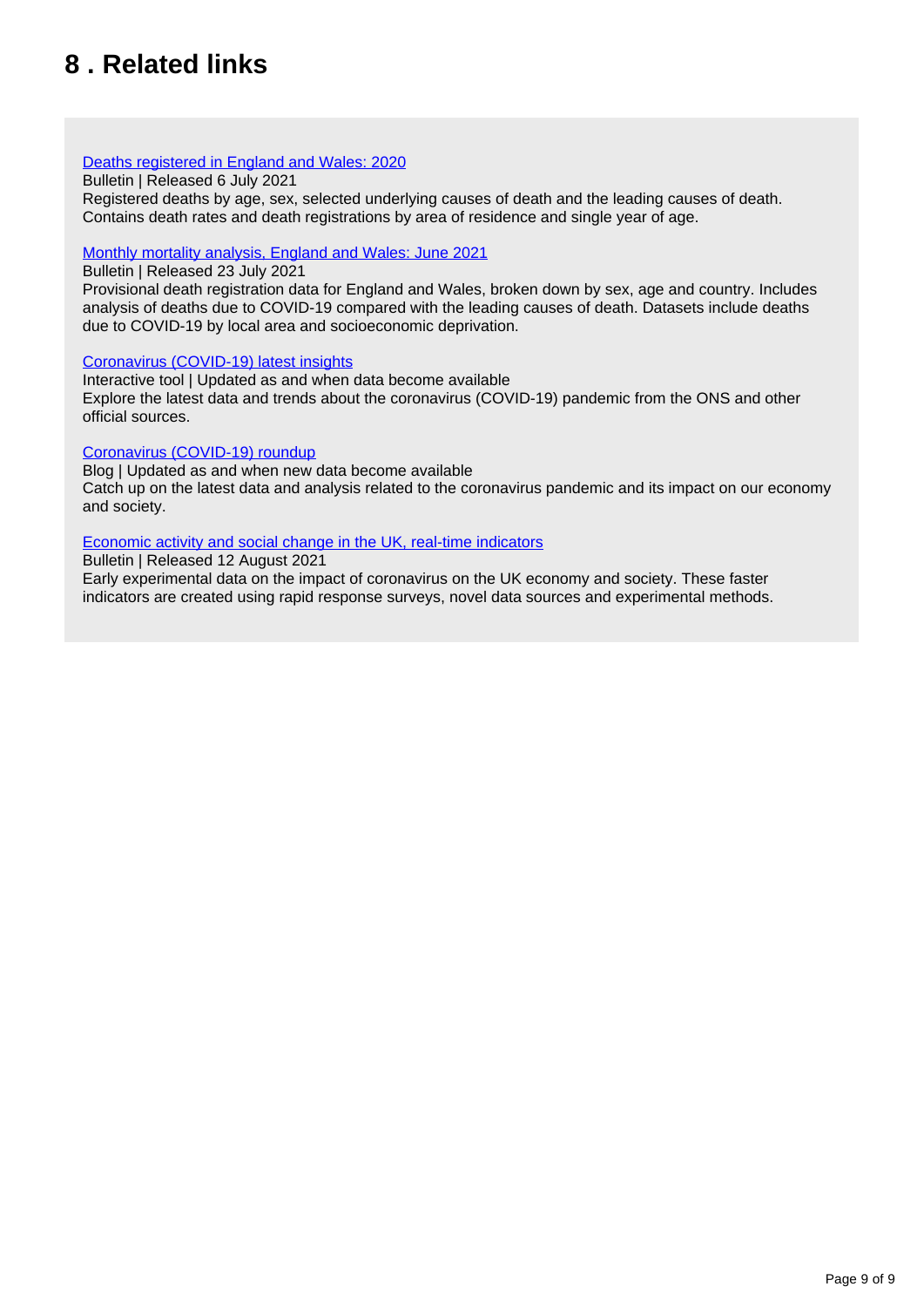## 8 . Related links

[Deaths registered in England and Wales: 2020]
Bulletin | Released 6 July 2021
Registered deaths by age, sex, selected underlying causes of death and the leading causes of death. Contains death rates and death registrations by area of residence and single year of age.

[Monthly mortality analysis, England and Wales: June 2021]
Bulletin | Released 23 July 2021
Provisional death registration data for England and Wales, broken down by sex, age and country. Includes analysis of deaths due to COVID-19 compared with the leading causes of death. Datasets include deaths due to COVID-19 by local area and socioeconomic deprivation.

[Coronavirus (COVID-19) latest insights]
Interactive tool | Updated as and when data become available
Explore the latest data and trends about the coronavirus (COVID-19) pandemic from the ONS and other official sources.

[Coronavirus (COVID-19) roundup]
Blog | Updated as and when new data become available
Catch up on the latest data and analysis related to the coronavirus pandemic and its impact on our economy and society.

[Economic activity and social change in the UK, real-time indicators]
Bulletin | Released 12 August 2021
Early experimental data on the impact of coronavirus on the UK economy and society. These faster indicators are created using rapid response surveys, novel data sources and experimental methods.